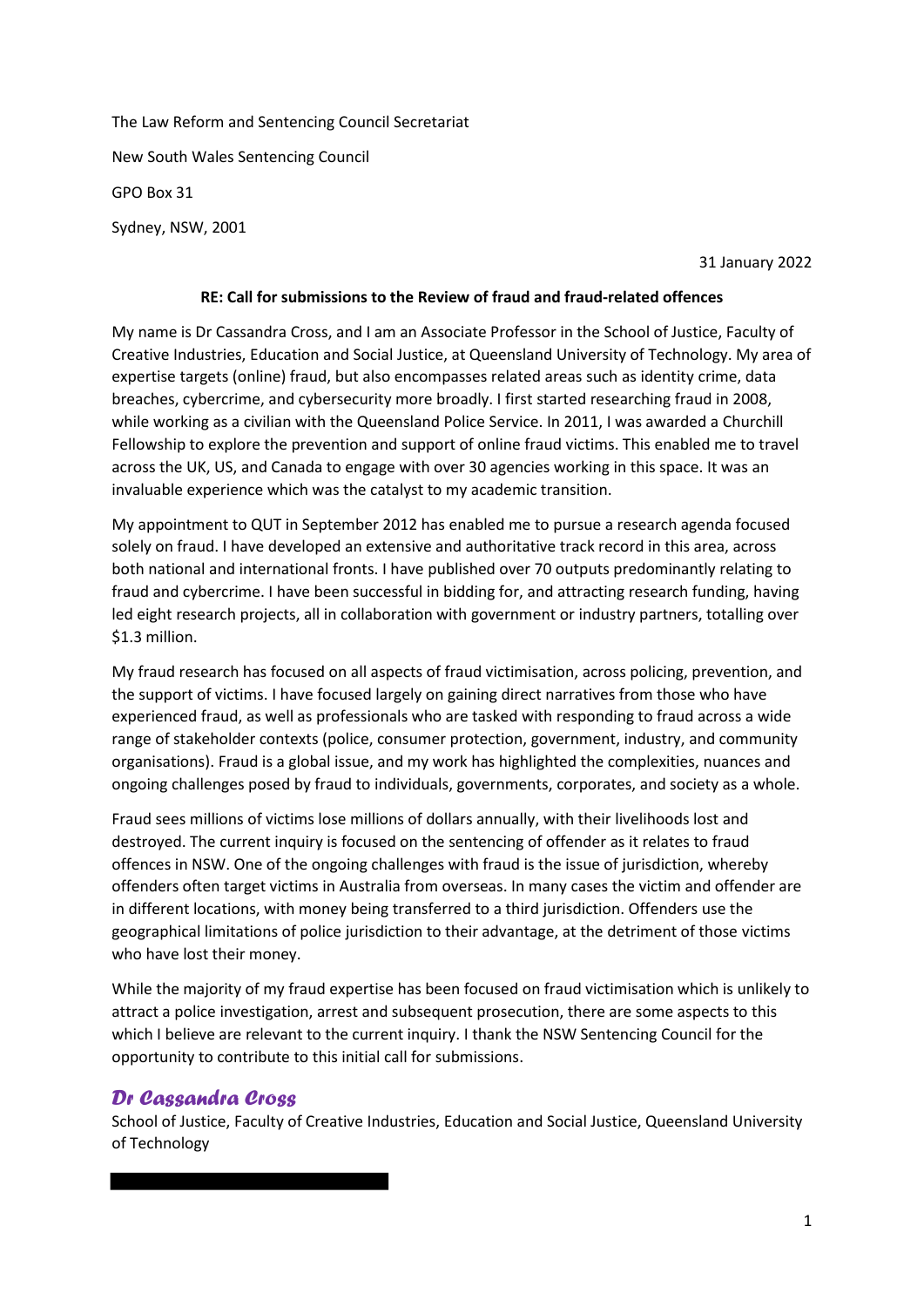The Law Reform and Sentencing Council Secretariat

New South Wales Sentencing Council

GPO Box 31

Sydney, NSW, 2001

31 January 2022

**RE: Call for submissions to the Review of fraud and fraud-related offences**

My name is Dr Cassandra Cross, and I am an Associate Professor in the School of Justice, Faculty of Creative Industries, Education and Social Justice, at Queensland University of Technology. My area of expertise targets (online) fraud, but also encompasses related areas such as identity crime, data breaches, cybercrime, and cybersecurity more broadly. I first started researching fraud in 2008, while working as a civilian with the Queensland Police Service. In 2011, I was awarded a Churchill Fellowship to explore the prevention and support of online fraud victims. This enabled me to travel across the UK, US, and Canada to engage with over 30 agencies working in this space. It was an invaluable experience which was the catalyst to my academic transition.

My appointment to QUT in September 2012 has enabled me to pursue a research agenda focused solely on fraud. I have developed an extensive and authoritative track record in this area, across both national and international fronts. I have published over 70 outputs predominantly relating to fraud and cybercrime. I have been successful in bidding for, and attracting research funding, having led eight research projects, all in collaboration with government or industry partners, totalling over $1.3 million.

My fraud research has focused on all aspects of fraud victimisation, across policing, prevention, and the support of victims. I have focused largely on gaining direct narratives from those who have experienced fraud, as well as professionals who are tasked with responding to fraud across a wide range of stakeholder contexts (police, consumer protection, government, industry, and community organisations). Fraud is a global issue, and my work has highlighted the complexities, nuances and ongoing challenges posed by fraud to individuals, governments, corporates, and society as a whole.

Fraud sees millions of victims lose millions of dollars annually, with their livelihoods lost and destroyed. The current inquiry is focused on the sentencing of offender as it relates to fraud offences in NSW. One of the ongoing challenges with fraud is the issue of jurisdiction, whereby offenders often target victims in Australia from overseas. In many cases the victim and offender are in different locations, with money being transferred to a third jurisdiction. Offenders use the geographical limitations of police jurisdiction to their advantage, at the detriment of those victims who have lost their money.

While the majority of my fraud expertise has been focused on fraud victimisation which is unlikely to attract a police investigation, arrest and subsequent prosecution, there are some aspects to this which I believe are relevant to the current inquiry. I thank the NSW Sentencing Council for the opportunity to contribute to this initial call for submissions.

***Dr Cassandra Cross***

School of Justice, Faculty of Creative Industries, Education and Social Justice, Queensland University of Technology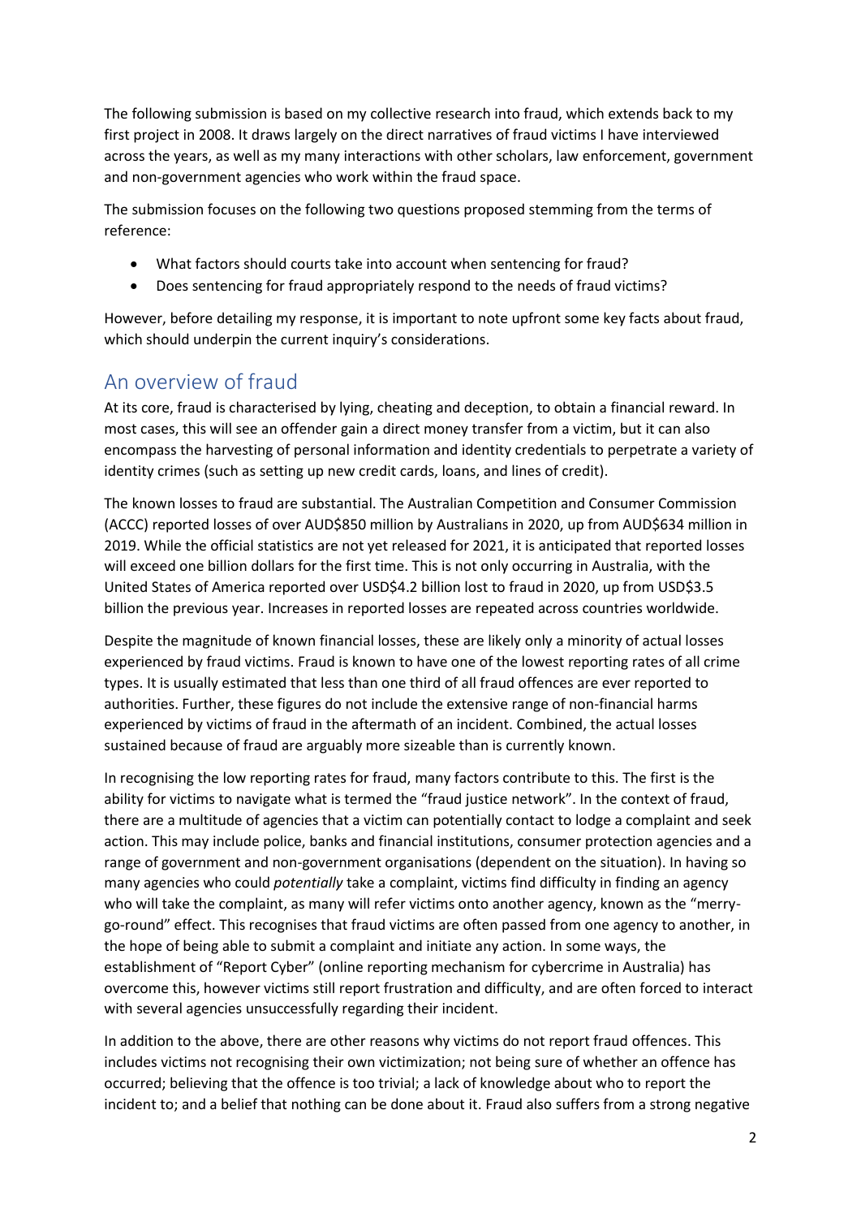The following submission is based on my collective research into fraud, which extends back to my first project in 2008. It draws largely on the direct narratives of fraud victims I have interviewed across the years, as well as my many interactions with other scholars, law enforcement, government and non-government agencies who work within the fraud space.

The submission focuses on the following two questions proposed stemming from the terms of reference:

- What factors should courts take into account when sentencing for fraud?
- Does sentencing for fraud appropriately respond to the needs of fraud victims?

However, before detailing my response, it is important to note upfront some key facts about fraud, which should underpin the current inquiry's considerations.

## An overview of fraud

At its core, fraud is characterised by lying, cheating and deception, to obtain a financial reward. In most cases, this will see an offender gain a direct money transfer from a victim, but it can also encompass the harvesting of personal information and identity credentials to perpetrate a variety of identity crimes (such as setting up new credit cards, loans, and lines of credit).

The known losses to fraud are substantial. The Australian Competition and Consumer Commission (ACCC) reported losses of over AUD$850 million by Australians in 2020, up from AUD$634 million in 2019. While the official statistics are not yet released for 2021, it is anticipated that reported losses will exceed one billion dollars for the first time. This is not only occurring in Australia, with the United States of America reported over USD$4.2 billion lost to fraud in 2020, up from USD$3.5 billion the previous year. Increases in reported losses are repeated across countries worldwide.

Despite the magnitude of known financial losses, these are likely only a minority of actual losses experienced by fraud victims. Fraud is known to have one of the lowest reporting rates of all crime types. It is usually estimated that less than one third of all fraud offences are ever reported to authorities. Further, these figures do not include the extensive range of non-financial harms experienced by victims of fraud in the aftermath of an incident. Combined, the actual losses sustained because of fraud are arguably more sizeable than is currently known.

In recognising the low reporting rates for fraud, many factors contribute to this. The first is the ability for victims to navigate what is termed the "fraud justice network". In the context of fraud, there are a multitude of agencies that a victim can potentially contact to lodge a complaint and seek action. This may include police, banks and financial institutions, consumer protection agencies and a range of government and non-government organisations (dependent on the situation). In having so many agencies who could *potentially* take a complaint, victims find difficulty in finding an agency who will take the complaint, as many will refer victims onto another agency, known as the "merry-go-round" effect. This recognises that fraud victims are often passed from one agency to another, in the hope of being able to submit a complaint and initiate any action. In some ways, the establishment of "Report Cyber" (online reporting mechanism for cybercrime in Australia) has overcome this, however victims still report frustration and difficulty, and are often forced to interact with several agencies unsuccessfully regarding their incident.

In addition to the above, there are other reasons why victims do not report fraud offences. This includes victims not recognising their own victimization; not being sure of whether an offence has occurred; believing that the offence is too trivial; a lack of knowledge about who to report the incident to; and a belief that nothing can be done about it. Fraud also suffers from a strong negative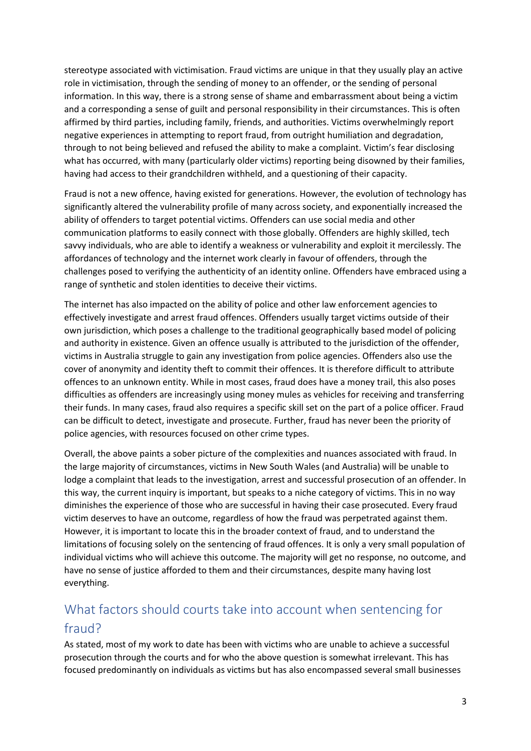stereotype associated with victimisation. Fraud victims are unique in that they usually play an active role in victimisation, through the sending of money to an offender, or the sending of personal information. In this way, there is a strong sense of shame and embarrassment about being a victim and a corresponding a sense of guilt and personal responsibility in their circumstances. This is often affirmed by third parties, including family, friends, and authorities. Victims overwhelmingly report negative experiences in attempting to report fraud, from outright humiliation and degradation, through to not being believed and refused the ability to make a complaint. Victim's fear disclosing what has occurred, with many (particularly older victims) reporting being disowned by their families, having had access to their grandchildren withheld, and a questioning of their capacity.

Fraud is not a new offence, having existed for generations. However, the evolution of technology has significantly altered the vulnerability profile of many across society, and exponentially increased the ability of offenders to target potential victims. Offenders can use social media and other communication platforms to easily connect with those globally. Offenders are highly skilled, tech savvy individuals, who are able to identify a weakness or vulnerability and exploit it mercilessly. The affordances of technology and the internet work clearly in favour of offenders, through the challenges posed to verifying the authenticity of an identity online. Offenders have embraced using a range of synthetic and stolen identities to deceive their victims.

The internet has also impacted on the ability of police and other law enforcement agencies to effectively investigate and arrest fraud offences. Offenders usually target victims outside of their own jurisdiction, which poses a challenge to the traditional geographically based model of policing and authority in existence. Given an offence usually is attributed to the jurisdiction of the offender, victims in Australia struggle to gain any investigation from police agencies. Offenders also use the cover of anonymity and identity theft to commit their offences. It is therefore difficult to attribute offences to an unknown entity. While in most cases, fraud does have a money trail, this also poses difficulties as offenders are increasingly using money mules as vehicles for receiving and transferring their funds. In many cases, fraud also requires a specific skill set on the part of a police officer. Fraud can be difficult to detect, investigate and prosecute. Further, fraud has never been the priority of police agencies, with resources focused on other crime types.

Overall, the above paints a sober picture of the complexities and nuances associated with fraud. In the large majority of circumstances, victims in New South Wales (and Australia) will be unable to lodge a complaint that leads to the investigation, arrest and successful prosecution of an offender. In this way, the current inquiry is important, but speaks to a niche category of victims. This in no way diminishes the experience of those who are successful in having their case prosecuted. Every fraud victim deserves to have an outcome, regardless of how the fraud was perpetrated against them. However, it is important to locate this in the broader context of fraud, and to understand the limitations of focusing solely on the sentencing of fraud offences. It is only a very small population of individual victims who will achieve this outcome. The majority will get no response, no outcome, and have no sense of justice afforded to them and their circumstances, despite many having lost everything.

## What factors should courts take into account when sentencing for fraud?

As stated, most of my work to date has been with victims who are unable to achieve a successful prosecution through the courts and for who the above question is somewhat irrelevant. This has focused predominantly on individuals as victims but has also encompassed several small businesses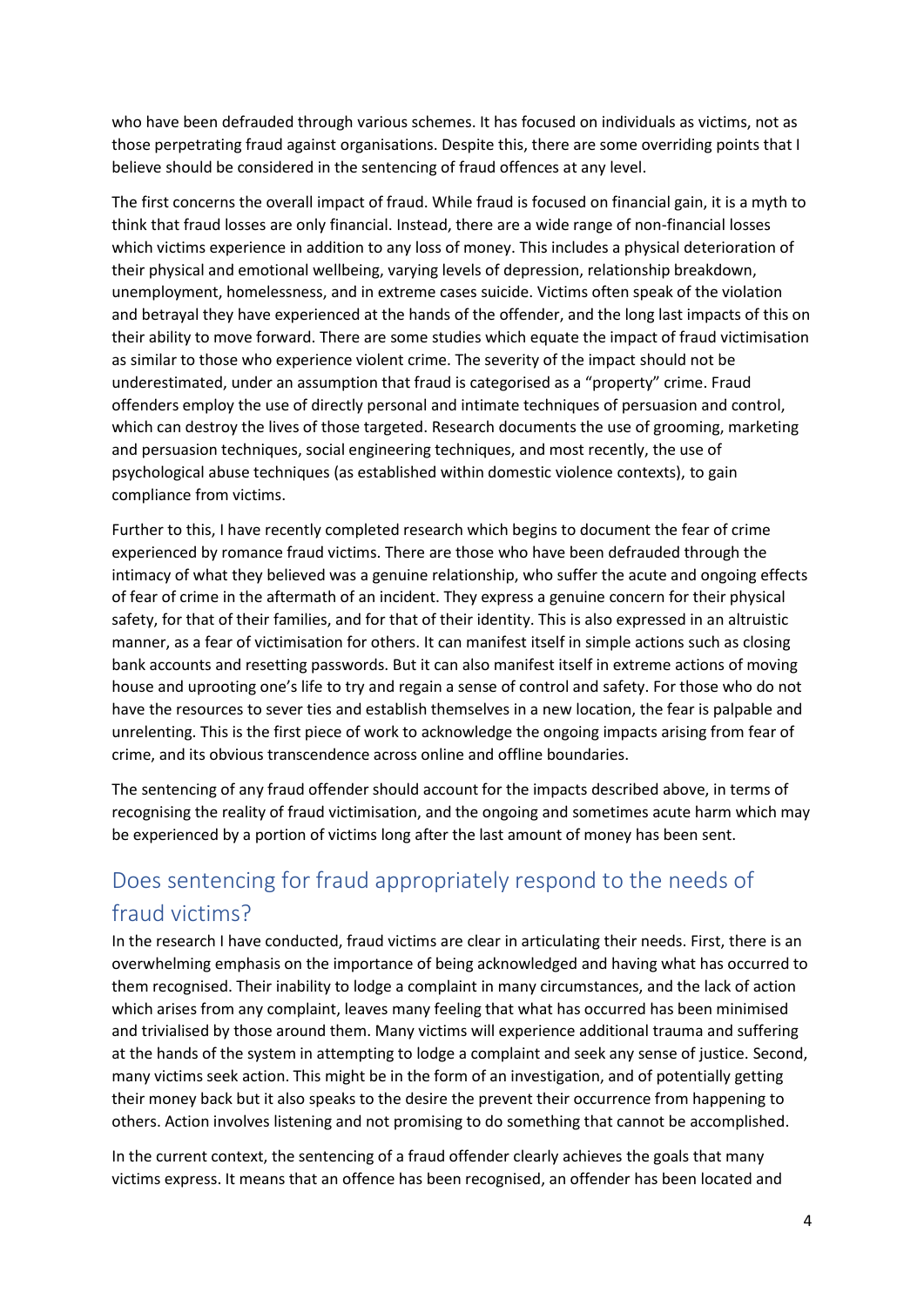who have been defrauded through various schemes. It has focused on individuals as victims, not as those perpetrating fraud against organisations. Despite this, there are some overriding points that I believe should be considered in the sentencing of fraud offences at any level.

The first concerns the overall impact of fraud. While fraud is focused on financial gain, it is a myth to think that fraud losses are only financial. Instead, there are a wide range of non-financial losses which victims experience in addition to any loss of money. This includes a physical deterioration of their physical and emotional wellbeing, varying levels of depression, relationship breakdown, unemployment, homelessness, and in extreme cases suicide. Victims often speak of the violation and betrayal they have experienced at the hands of the offender, and the long last impacts of this on their ability to move forward. There are some studies which equate the impact of fraud victimisation as similar to those who experience violent crime. The severity of the impact should not be underestimated, under an assumption that fraud is categorised as a "property" crime. Fraud offenders employ the use of directly personal and intimate techniques of persuasion and control, which can destroy the lives of those targeted. Research documents the use of grooming, marketing and persuasion techniques, social engineering techniques, and most recently, the use of psychological abuse techniques (as established within domestic violence contexts), to gain compliance from victims.

Further to this, I have recently completed research which begins to document the fear of crime experienced by romance fraud victims. There are those who have been defrauded through the intimacy of what they believed was a genuine relationship, who suffer the acute and ongoing effects of fear of crime in the aftermath of an incident. They express a genuine concern for their physical safety, for that of their families, and for that of their identity. This is also expressed in an altruistic manner, as a fear of victimisation for others. It can manifest itself in simple actions such as closing bank accounts and resetting passwords. But it can also manifest itself in extreme actions of moving house and uprooting one's life to try and regain a sense of control and safety. For those who do not have the resources to sever ties and establish themselves in a new location, the fear is palpable and unrelenting. This is the first piece of work to acknowledge the ongoing impacts arising from fear of crime, and its obvious transcendence across online and offline boundaries.

The sentencing of any fraud offender should account for the impacts described above, in terms of recognising the reality of fraud victimisation, and the ongoing and sometimes acute harm which may be experienced by a portion of victims long after the last amount of money has been sent.

## Does sentencing for fraud appropriately respond to the needs of fraud victims?

In the research I have conducted, fraud victims are clear in articulating their needs. First, there is an overwhelming emphasis on the importance of being acknowledged and having what has occurred to them recognised. Their inability to lodge a complaint in many circumstances, and the lack of action which arises from any complaint, leaves many feeling that what has occurred has been minimised and trivialised by those around them. Many victims will experience additional trauma and suffering at the hands of the system in attempting to lodge a complaint and seek any sense of justice. Second, many victims seek action. This might be in the form of an investigation, and of potentially getting their money back but it also speaks to the desire the prevent their occurrence from happening to others. Action involves listening and not promising to do something that cannot be accomplished.

In the current context, the sentencing of a fraud offender clearly achieves the goals that many victims express. It means that an offence has been recognised, an offender has been located and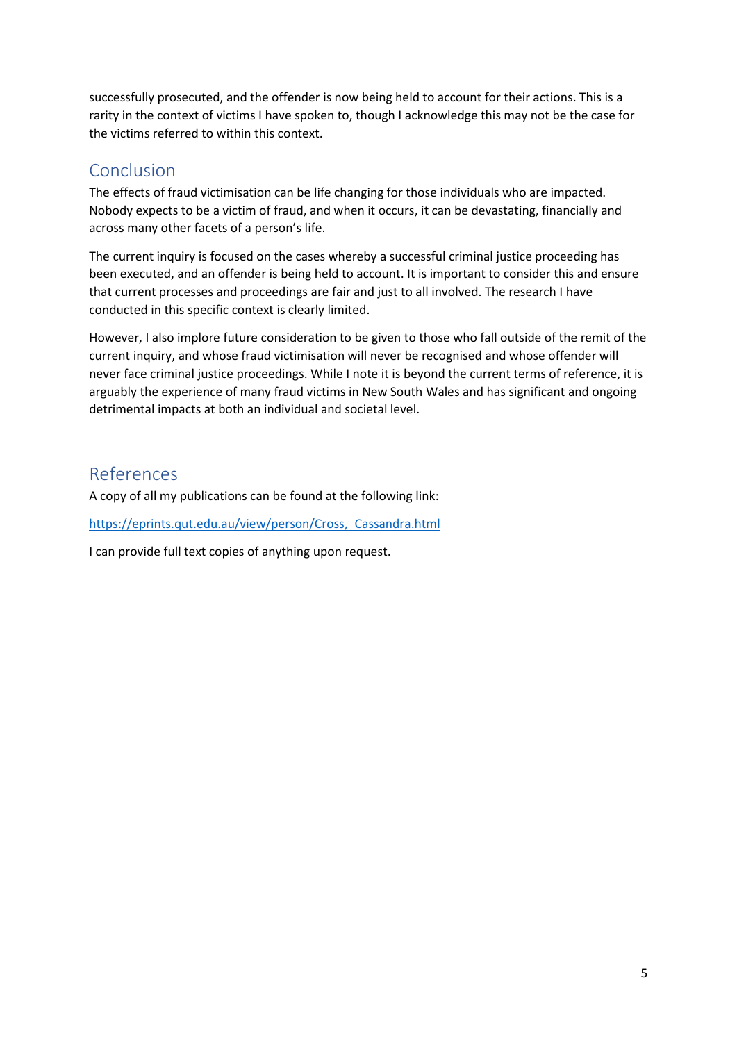successfully prosecuted, and the offender is now being held to account for their actions. This is a rarity in the context of victims I have spoken to, though I acknowledge this may not be the case for the victims referred to within this context.

## Conclusion

The effects of fraud victimisation can be life changing for those individuals who are impacted. Nobody expects to be a victim of fraud, and when it occurs, it can be devastating, financially and across many other facets of a person's life.

The current inquiry is focused on the cases whereby a successful criminal justice proceeding has been executed, and an offender is being held to account. It is important to consider this and ensure that current processes and proceedings are fair and just to all involved. The research I have conducted in this specific context is clearly limited.

However, I also implore future consideration to be given to those who fall outside of the remit of the current inquiry, and whose fraud victimisation will never be recognised and whose offender will never face criminal justice proceedings. While I note it is beyond the current terms of reference, it is arguably the experience of many fraud victims in New South Wales and has significant and ongoing detrimental impacts at both an individual and societal level.

## References

A copy of all my publications can be found at the following link:

https://eprints.qut.edu.au/view/person/Cross,_Cassandra.html

I can provide full text copies of anything upon request.